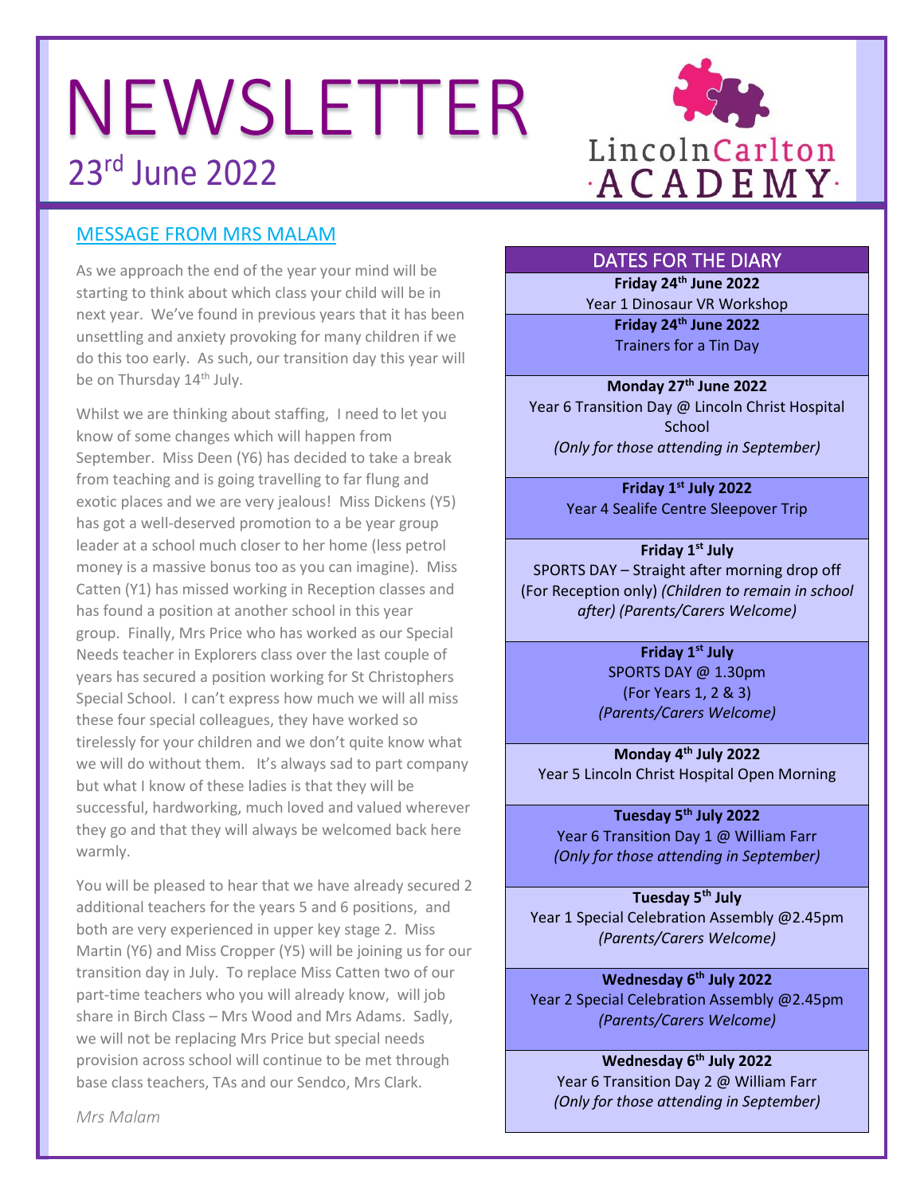# NEWSLETTER

23rd June 2022

LincolnCarlton ACADEMY

## MESSAGE FROM MRS MALAM

As we approach the end of the year your mind will be starting to think about which class your child will be in next year. We've found in previous years that it has been unsettling and anxiety provoking for many children if we do this too early. As such, our transition day this year will be on Thursday 14th July.

Whilst we are thinking about staffing, I need to let you know of some changes which will happen from September. Miss Deen (Y6) has decided to take a break from teaching and is going travelling to far flung and exotic places and we are very jealous! Miss Dickens (Y5) has got a well-deserved promotion to a be year group leader at a school much closer to her home (less petrol money is a massive bonus too as you can imagine). Miss Catten (Y1) has missed working in Reception classes and has found a position at another school in this year group. Finally, Mrs Price who has worked as our Special Needs teacher in Explorers class over the last couple of years has secured a position working for St Christophers Special School. I can't express how much we will all miss these four special colleagues, they have worked so tirelessly for your children and we don't quite know what we will do without them. It's always sad to part company but what I know of these ladies is that they will be successful, hardworking, much loved and valued wherever they go and that they will always be welcomed back here warmly.

You will be pleased to hear that we have already secured 2 additional teachers for the years 5 and 6 positions, and both are very experienced in upper key stage 2. Miss Martin (Y6) and Miss Cropper (Y5) will be joining us for our transition day in July. To replace Miss Catten two of our part-time teachers who you will already know, will job share in Birch Class – Mrs Wood and Mrs Adams. Sadly, we will not be replacing Mrs Price but special needs provision across school will continue to be met through base class teachers, TAs and our Sendco, Mrs Clark.

*Mrs Malam*

## DATES FOR THE DIARY

**Friday 24th June 2022**
Year 1 Dinosaur VR Workshop

**Friday 24th June 2022**
Trainers for a Tin Day

**Monday 27th June 2022**
Year 6 Transition Day @ Lincoln Christ Hospital School
*(Only for those attending in September)*

**Friday 1st July 2022**
Year 4 Sealife Centre Sleepover Trip

**Friday 1st July**
SPORTS DAY – Straight after morning drop off (For Reception only) *(Children to remain in school after) (Parents/Carers Welcome)*

**Friday 1st July**
SPORTS DAY @ 1.30pm
(For Years 1, 2 & 3)
*(Parents/Carers Welcome)*

**Monday 4th July 2022**
Year 5 Lincoln Christ Hospital Open Morning

**Tuesday 5th July 2022**
Year 6 Transition Day 1 @ William Farr
*(Only for those attending in September)*

**Tuesday 5th July**
Year 1 Special Celebration Assembly @2.45pm
*(Parents/Carers Welcome)*

**Wednesday 6th July 2022**
Year 2 Special Celebration Assembly @2.45pm
*(Parents/Carers Welcome)*

**Wednesday 6th July 2022**
Year 6 Transition Day 2 @ William Farr
*(Only for those attending in September)*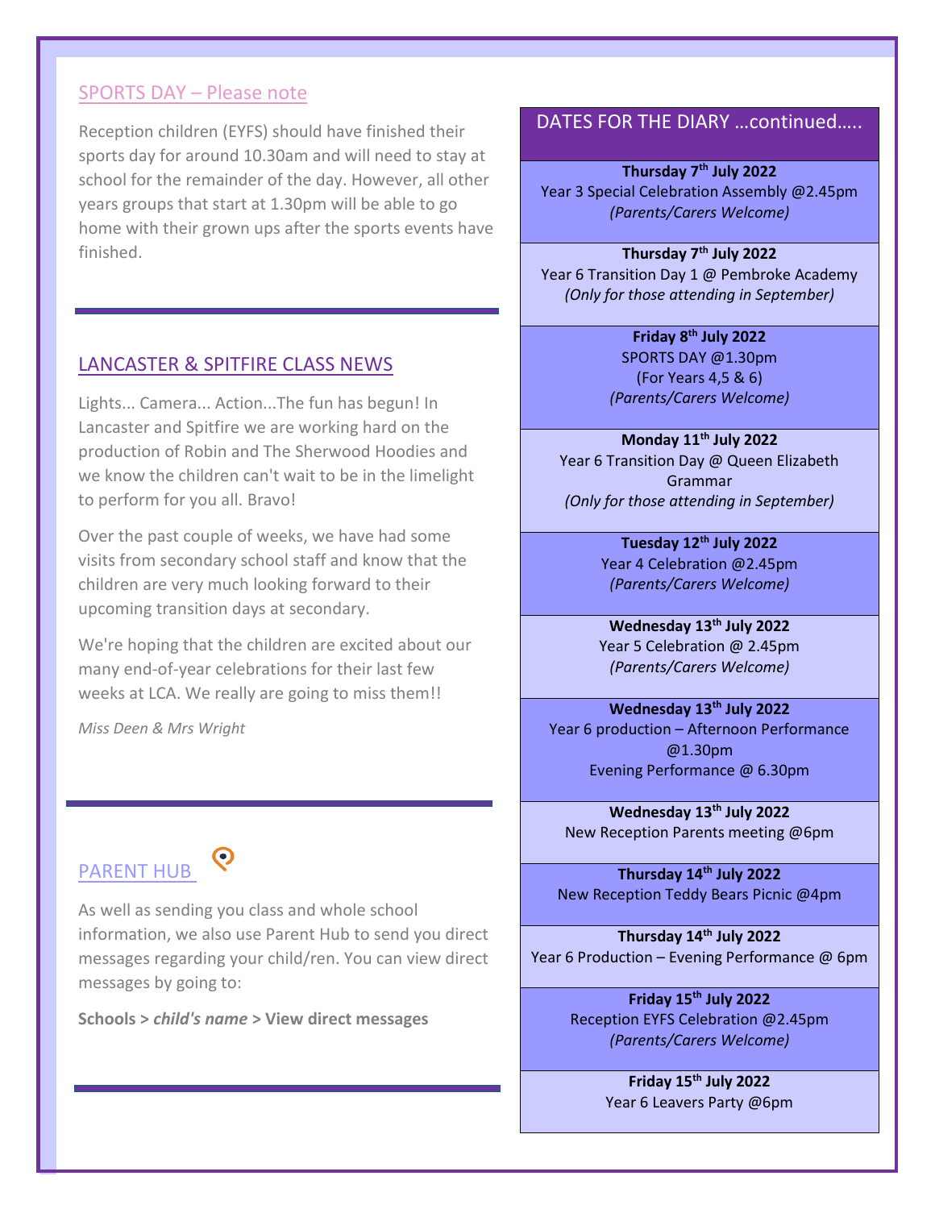## SPORTS DAY – Please note

Reception children (EYFS) should have finished their sports day for around 10.30am and will need to stay at school for the remainder of the day. However, all other years groups that start at 1.30pm will be able to go home with their grown ups after the sports events have finished.

## LANCASTER & SPITFIRE CLASS NEWS

Lights... Camera... Action...The fun has begun! In Lancaster and Spitfire we are working hard on the production of Robin and The Sherwood Hoodies and we know the children can't wait to be in the limelight to perform for you all. Bravo!

Over the past couple of weeks, we have had some visits from secondary school staff and know that the children are very much looking forward to their upcoming transition days at secondary.

We're hoping that the children are excited about our many end-of-year celebrations for their last few weeks at LCA. We really are going to miss them!!

*Miss Deen & Mrs Wright*

## PARENT HUB

As well as sending you class and whole school information, we also use Parent Hub to send you direct messages regarding your child/ren. You can view direct messages by going to:

**Schools > *child's name* > View direct messages**

## DATES FOR THE DIARY …continued…..

**Thursday 7th July 2022**
Year 3 Special Celebration Assembly @2.45pm
*(Parents/Carers Welcome)*

**Thursday 7th July 2022**
Year 6 Transition Day 1 @ Pembroke Academy
*(Only for those attending in September)*

**Friday 8th July 2022**
SPORTS DAY @1.30pm
(For Years 4,5 & 6)
*(Parents/Carers Welcome)*

**Monday 11th July 2022**
Year 6 Transition Day @ Queen Elizabeth Grammar
*(Only for those attending in September)*

**Tuesday 12th July 2022**
Year 4 Celebration @2.45pm
*(Parents/Carers Welcome)*

**Wednesday 13th July 2022**
Year 5 Celebration @ 2.45pm
*(Parents/Carers Welcome)*

**Wednesday 13th July 2022**
Year 6 production – Afternoon Performance @1.30pm
Evening Performance @ 6.30pm

**Wednesday 13th July 2022**
New Reception Parents meeting @6pm

**Thursday 14th July 2022**
New Reception Teddy Bears Picnic @4pm

**Thursday 14th July 2022**
Year 6 Production – Evening Performance @ 6pm

**Friday 15th July 2022**
Reception EYFS Celebration @2.45pm
*(Parents/Carers Welcome)*

**Friday 15th July 2022**
Year 6 Leavers Party @6pm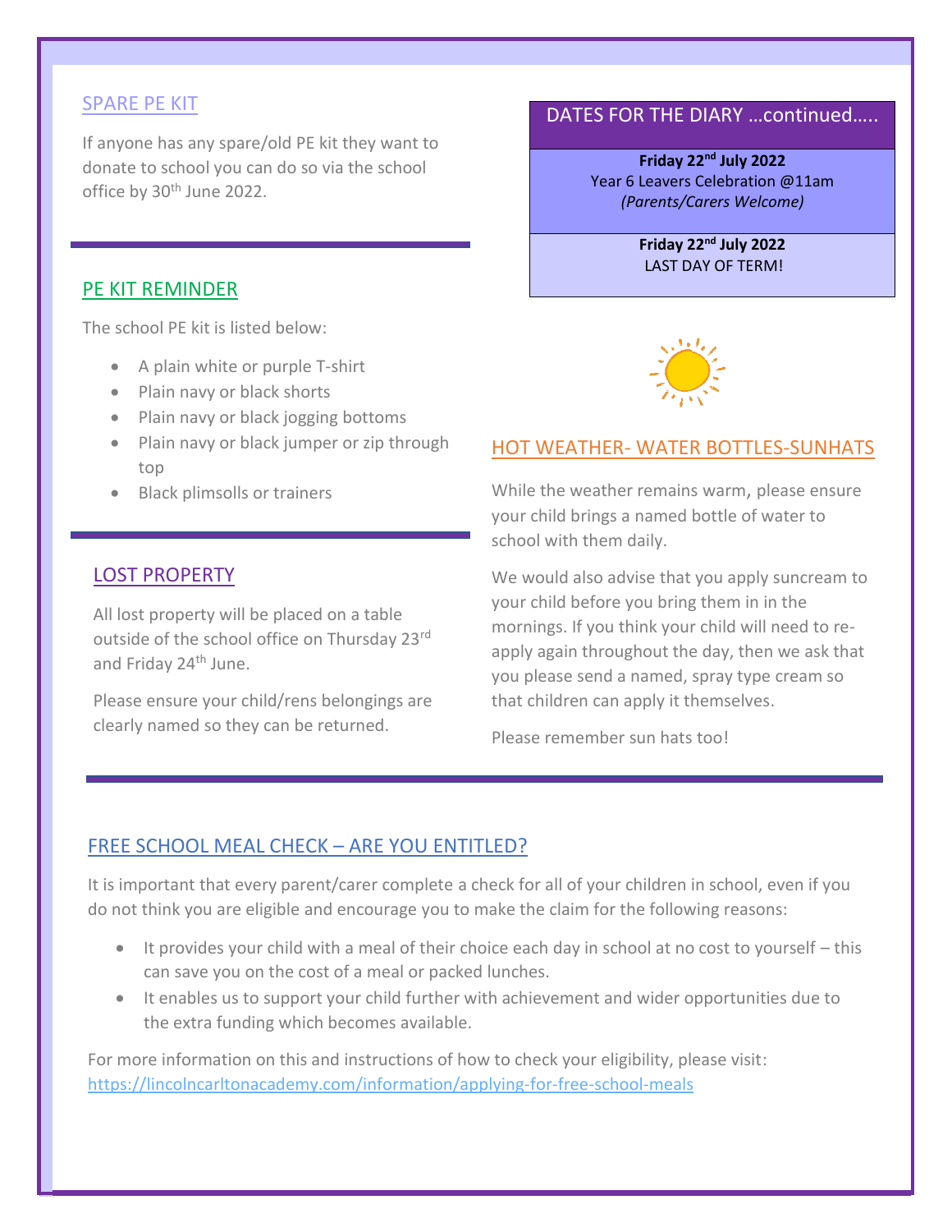## SPARE PE KIT

If anyone has any spare/old PE kit they want to donate to school you can do so via the school office by 30th June 2022.

## PE KIT REMINDER

The school PE kit is listed below:

- A plain white or purple T-shirt
- Plain navy or black shorts
- Plain navy or black jogging bottoms
- Plain navy or black jumper or zip through top
- Black plimsolls or trainers

## LOST PROPERTY

All lost property will be placed on a table outside of the school office on Thursday 23rd and Friday 24th June.

Please ensure your child/rens belongings are clearly named so they can be returned.

## DATES FOR THE DIARY …continued…..

**Friday 22nd July 2022**
Year 6 Leavers Celebration @11am
*(Parents/Carers Welcome)*

**Friday 22nd July 2022**
LAST DAY OF TERM!

## HOT WEATHER- WATER BOTTLES-SUNHATS

While the weather remains warm, please ensure your child brings a named bottle of water to school with them daily.

We would also advise that you apply suncream to your child before you bring them in in the mornings. If you think your child will need to re-apply again throughout the day, then we ask that you please send a named, spray type cream so that children can apply it themselves.

Please remember sun hats too!

## FREE SCHOOL MEAL CHECK – ARE YOU ENTITLED?

It is important that every parent/carer complete a check for all of your children in school, even if you do not think you are eligible and encourage you to make the claim for the following reasons:

- It provides your child with a meal of their choice each day in school at no cost to yourself – this can save you on the cost of a meal or packed lunches.
- It enables us to support your child further with achievement and wider opportunities due to the extra funding which becomes available.

For more information on this and instructions of how to check your eligibility, please visit:
https://lincolncarltonacademy.com/information/applying-for-free-school-meals